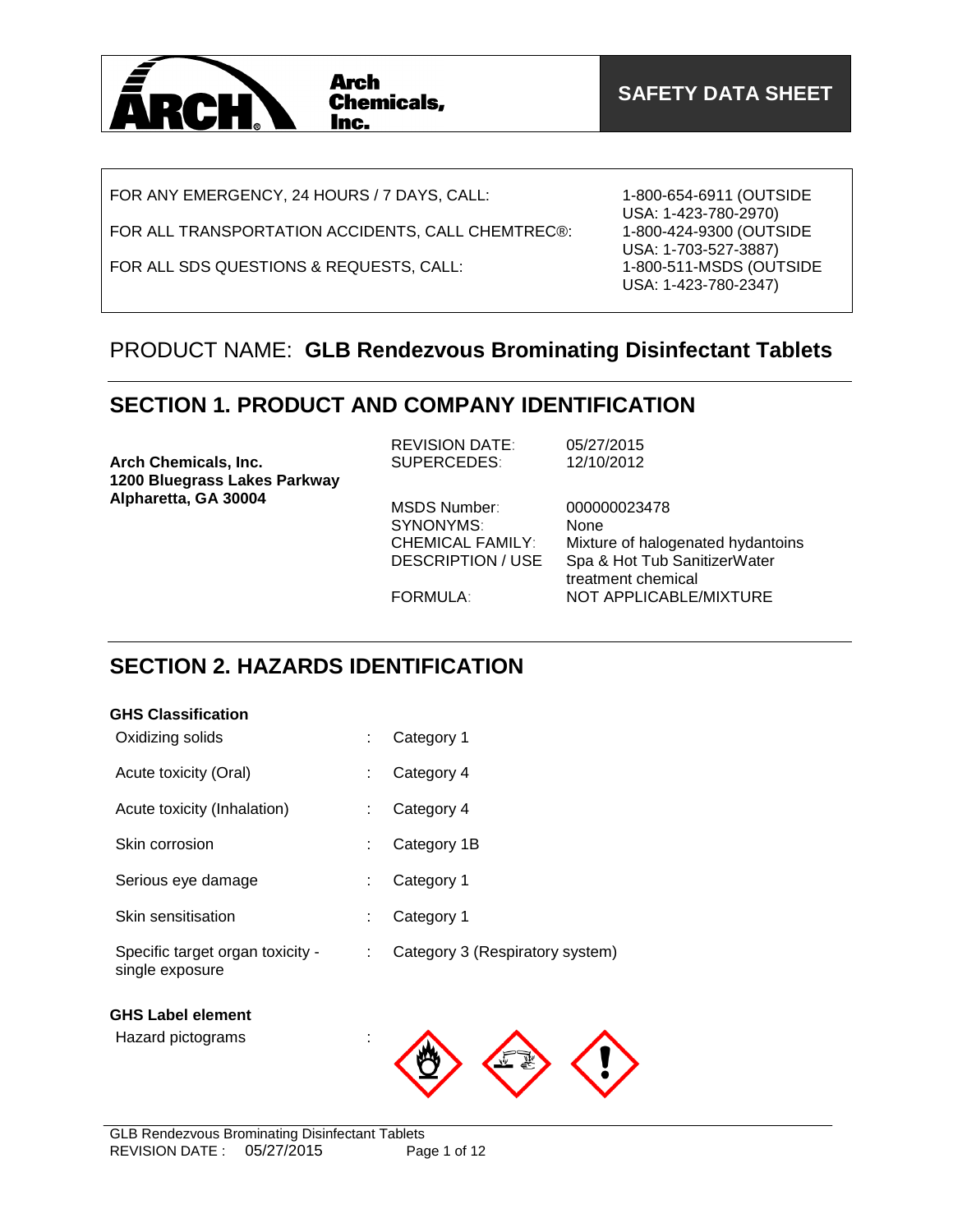**Arch Chemicals, Inc.**

**SAFETY DATA SHEET**

| | |
|---|---|
| FOR ANY EMERGENCY, 24 HOURS / 7 DAYS, CALL: | 1-800-654-6911 (OUTSIDE USA: 1-423-780-2970) |
| FOR ALL TRANSPORTATION ACCIDENTS, CALL CHEMTREC®: | 1-800-424-9300 (OUTSIDE USA: 1-703-527-3887) |
| FOR ALL SDS QUESTIONS & REQUESTS, CALL: | 1-800-511-MSDS (OUTSIDE USA: 1-423-780-2347) |

# PRODUCT NAME: **GLB Rendezvous Brominating Disinfectant Tablets**

## SECTION 1. PRODUCT AND COMPANY IDENTIFICATION

**Arch Chemicals, Inc.**
**1200 Bluegrass Lakes Parkway**
**Alpharetta, GA 30004**

| | |
|---|---|
| REVISION DATE: | 05/27/2015 |
| SUPERCEDES: | 12/10/2012 |
| MSDS Number: | 000000023478 |
| SYNONYMS: | None |
| CHEMICAL FAMILY: | Mixture of halogenated hydantoins |
| DESCRIPTION / USE | Spa & Hot Tub SanitizerWater treatment chemical |
| FORMULA: | NOT APPLICABLE/MIXTURE |

## SECTION 2. HAZARDS IDENTIFICATION

**GHS Classification**

| | | |
|---|---|---|
| Oxidizing solids | : | Category 1 |
| Acute toxicity (Oral) | : | Category 4 |
| Acute toxicity (Inhalation) | : | Category 4 |
| Skin corrosion | : | Category 1B |
| Serious eye damage | : | Category 1 |
| Skin sensitisation | : | Category 1 |
| Specific target organ toxicity - single exposure | : | Category 3 (Respiratory system) |

**GHS Label element**

Hazard pictograms :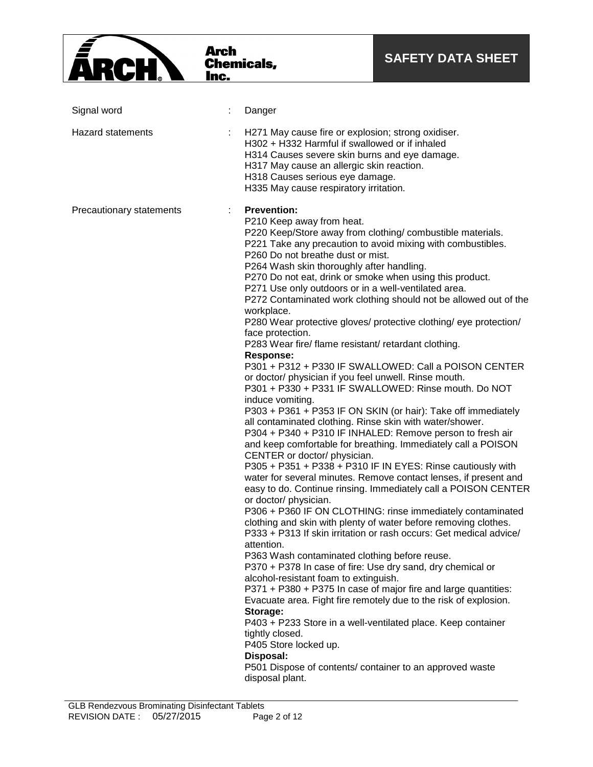| | | |
|---|---|---|
| Signal word | : | Danger |
| Hazard statements | : | H271 May cause fire or explosion; strong oxidiser.<br>H302 + H332 Harmful if swallowed or if inhaled<br>H314 Causes severe skin burns and eye damage.<br>H317 May cause an allergic skin reaction.<br>H318 Causes serious eye damage.<br>H335 May cause respiratory irritation. |
| Precautionary statements | : | **Prevention:**<br>P210 Keep away from heat.<br>P220 Keep/Store away from clothing/ combustible materials.<br>P221 Take any precaution to avoid mixing with combustibles.<br>P260 Do not breathe dust or mist.<br>P264 Wash skin thoroughly after handling.<br>P270 Do not eat, drink or smoke when using this product.<br>P271 Use only outdoors or in a well-ventilated area.<br>P272 Contaminated work clothing should not be allowed out of the workplace.<br>P280 Wear protective gloves/ protective clothing/ eye protection/ face protection.<br>P283 Wear fire/ flame resistant/ retardant clothing.<br>**Response:**<br>P301 + P312 + P330 IF SWALLOWED: Call a POISON CENTER or doctor/ physician if you feel unwell. Rinse mouth.<br>P301 + P330 + P331 IF SWALLOWED: Rinse mouth. Do NOT induce vomiting.<br>P303 + P361 + P353 IF ON SKIN (or hair): Take off immediately all contaminated clothing. Rinse skin with water/shower.<br>P304 + P340 + P310 IF INHALED: Remove person to fresh air and keep comfortable for breathing. Immediately call a POISON CENTER or doctor/ physician.<br>P305 + P351 + P338 + P310 IF IN EYES: Rinse cautiously with water for several minutes. Remove contact lenses, if present and easy to do. Continue rinsing. Immediately call a POISON CENTER or doctor/ physician.<br>P306 + P360 IF ON CLOTHING: rinse immediately contaminated clothing and skin with plenty of water before removing clothes.<br>P333 + P313 If skin irritation or rash occurs: Get medical advice/ attention.<br>P363 Wash contaminated clothing before reuse.<br>P370 + P378 In case of fire: Use dry sand, dry chemical or alcohol-resistant foam to extinguish.<br>P371 + P380 + P375 In case of major fire and large quantities: Evacuate area. Fight fire remotely due to the risk of explosion.<br>**Storage:**<br>P403 + P233 Store in a well-ventilated place. Keep container tightly closed.<br>P405 Store locked up.<br>**Disposal:**<br>P501 Dispose of contents/ container to an approved waste disposal plant. |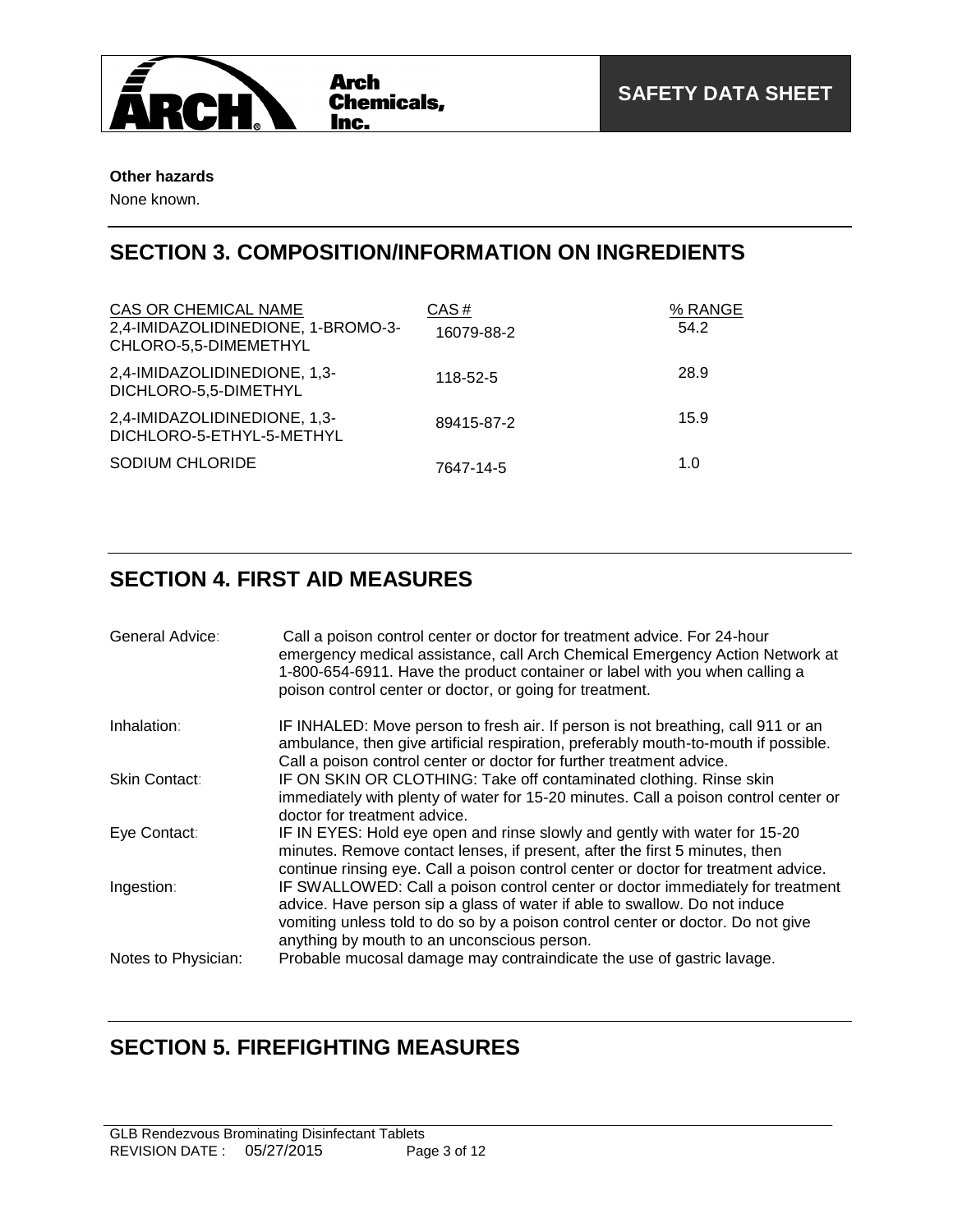**Other hazards**

None known.

## SECTION 3. COMPOSITION/INFORMATION ON INGREDIENTS

| CAS OR CHEMICAL NAME | CAS # | % RANGE |
|---|---|---|
| 2,4-IMIDAZOLIDINEDIONE, 1-BROMO-3-CHLORO-5,5-DIMEMETHYL | 16079-88-2 | 54.2 |
| 2,4-IMIDAZOLIDINEDIONE, 1,3-DICHLORO-5,5-DIMETHYL | 118-52-5 | 28.9 |
| 2,4-IMIDAZOLIDINEDIONE, 1,3-DICHLORO-5-ETHYL-5-METHYL | 89415-87-2 | 15.9 |
| SODIUM CHLORIDE | 7647-14-5 | 1.0 |

## SECTION 4. FIRST AID MEASURES

General Advice: Call a poison control center or doctor for treatment advice. For 24-hour emergency medical assistance, call Arch Chemical Emergency Action Network at 1-800-654-6911. Have the product container or label with you when calling a poison control center or doctor, or going for treatment.

Inhalation: IF INHALED: Move person to fresh air. If person is not breathing, call 911 or an ambulance, then give artificial respiration, preferably mouth-to-mouth if possible. Call a poison control center or doctor for further treatment advice.

Skin Contact: IF ON SKIN OR CLOTHING: Take off contaminated clothing. Rinse skin immediately with plenty of water for 15-20 minutes. Call a poison control center or doctor for treatment advice.

Eye Contact: IF IN EYES: Hold eye open and rinse slowly and gently with water for 15-20 minutes. Remove contact lenses, if present, after the first 5 minutes, then continue rinsing eye. Call a poison control center or doctor for treatment advice.

Ingestion: IF SWALLOWED: Call a poison control center or doctor immediately for treatment advice. Have person sip a glass of water if able to swallow. Do not induce vomiting unless told to do so by a poison control center or doctor. Do not give anything by mouth to an unconscious person.

Notes to Physician: Probable mucosal damage may contraindicate the use of gastric lavage.

## SECTION 5. FIREFIGHTING MEASURES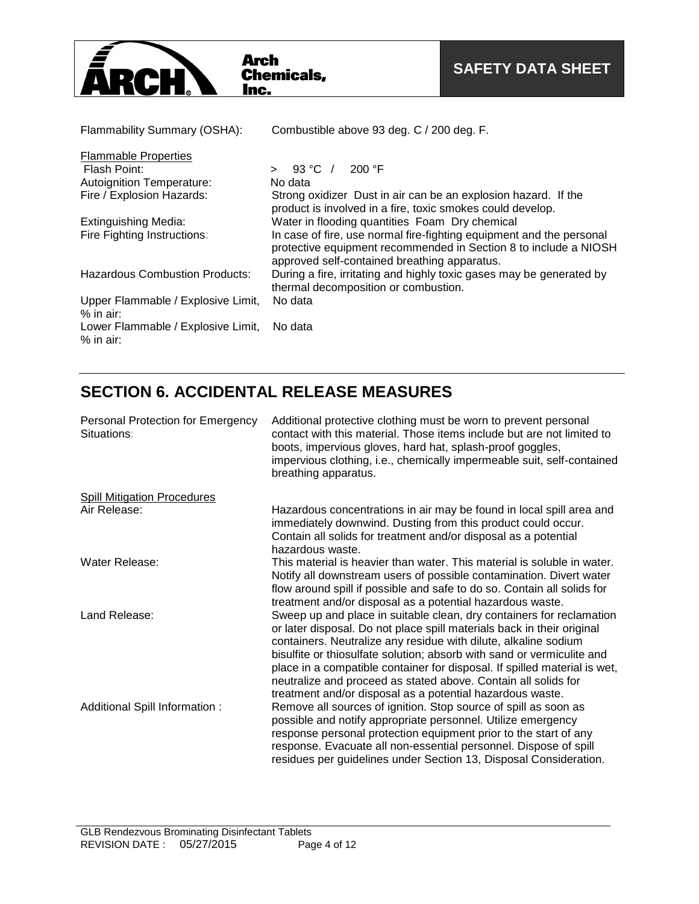| | |
|---|---|
| Flammability Summary (OSHA): | Combustible above 93 deg. C / 200 deg. F. |

**Flammable Properties**

| | |
|---|---|
| Flash Point: | > 93 °C / 200 °F |
| Autoignition Temperature: | No data |
| Fire / Explosion Hazards: | Strong oxidizer Dust in air can be an explosion hazard. If the product is involved in a fire, toxic smokes could develop. |
| Extinguishing Media: | Water in flooding quantities Foam Dry chemical |
| Fire Fighting Instructions: | In case of fire, use normal fire-fighting equipment and the personal protective equipment recommended in Section 8 to include a NIOSH approved self-contained breathing apparatus. |
| Hazardous Combustion Products: | During a fire, irritating and highly toxic gases may be generated by thermal decomposition or combustion. |
| Upper Flammable / Explosive Limit, % in air: | No data |
| Lower Flammable / Explosive Limit, % in air: | No data |

## SECTION 6. ACCIDENTAL RELEASE MEASURES

| | |
|---|---|
| Personal Protection for Emergency Situations: | Additional protective clothing must be worn to prevent personal contact with this material. Those items include but are not limited to boots, impervious gloves, hard hat, splash-proof goggles, impervious clothing, i.e., chemically impermeable suit, self-contained breathing apparatus. |

**Spill Mitigation Procedures**

| | |
|---|---|
| Air Release: | Hazardous concentrations in air may be found in local spill area and immediately downwind. Dusting from this product could occur. Contain all solids for treatment and/or disposal as a potential hazardous waste. |
| Water Release: | This material is heavier than water. This material is soluble in water. Notify all downstream users of possible contamination. Divert water flow around spill if possible and safe to do so. Contain all solids for treatment and/or disposal as a potential hazardous waste. |
| Land Release: | Sweep up and place in suitable clean, dry containers for reclamation or later disposal. Do not place spill materials back in their original containers. Neutralize any residue with dilute, alkaline sodium bisulfite or thiosulfate solution; absorb with sand or vermiculite and place in a compatible container for disposal. If spilled material is wet, neutralize and proceed as stated above. Contain all solids for treatment and/or disposal as a potential hazardous waste. |
| Additional Spill Information : | Remove all sources of ignition. Stop source of spill as soon as possible and notify appropriate personnel. Utilize emergency response personal protection equipment prior to the start of any response. Evacuate all non-essential personnel. Dispose of spill residues per guidelines under Section 13, Disposal Consideration. |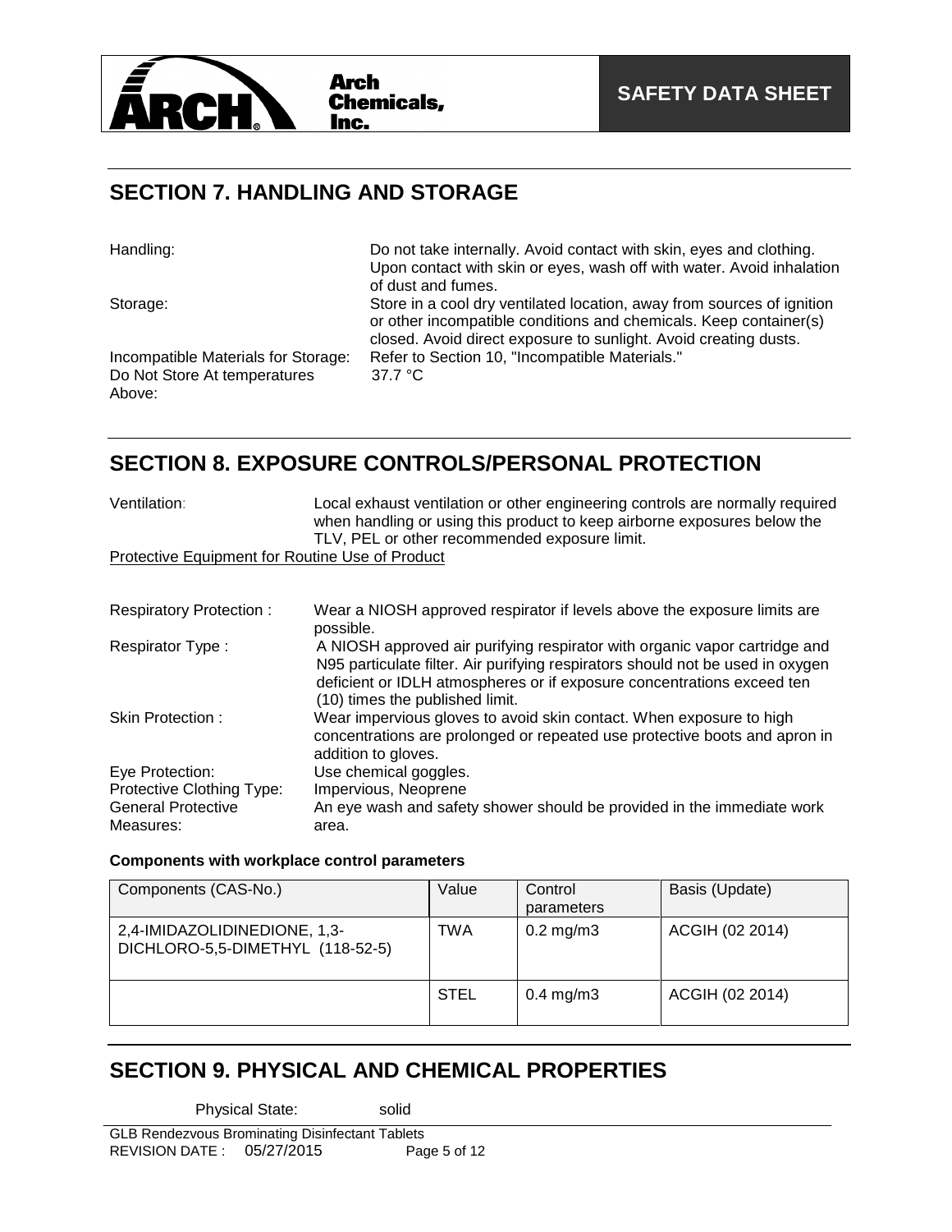## SECTION 7. HANDLING AND STORAGE

| | |
|---|---|
| Handling: | Do not take internally. Avoid contact with skin, eyes and clothing. Upon contact with skin or eyes, wash off with water. Avoid inhalation of dust and fumes. |
| Storage: | Store in a cool dry ventilated location, away from sources of ignition or other incompatible conditions and chemicals. Keep container(s) closed. Avoid direct exposure to sunlight. Avoid creating dusts. |
| Incompatible Materials for Storage: | Refer to Section 10, "Incompatible Materials." |
| Do Not Store At temperatures Above: | 37.7 °C |

## SECTION 8. EXPOSURE CONTROLS/PERSONAL PROTECTION

Ventilation: Local exhaust ventilation or other engineering controls are normally required when handling or using this product to keep airborne exposures below the TLV, PEL or other recommended exposure limit.

Protective Equipment for Routine Use of Product

| | |
|---|---|
| Respiratory Protection : | Wear a NIOSH approved respirator if levels above the exposure limits are possible. |
| Respirator Type : | A NIOSH approved air purifying respirator with organic vapor cartridge and N95 particulate filter. Air purifying respirators should not be used in oxygen deficient or IDLH atmospheres or if exposure concentrations exceed ten (10) times the published limit. |
| Skin Protection : | Wear impervious gloves to avoid skin contact. When exposure to high concentrations are prolonged or repeated use protective boots and apron in addition to gloves. |
| Eye Protection: | Use chemical goggles. |
| Protective Clothing Type: | Impervious, Neoprene |
| General Protective Measures: | An eye wash and safety shower should be provided in the immediate work area. |

**Components with workplace control parameters**

| Components (CAS-No.) | Value | Control parameters | Basis (Update) |
|---|---|---|---|
| 2,4-IMIDAZOLIDINEDIONE, 1,3-DICHLORO-5,5-DIMETHYL (118-52-5) | TWA | 0.2 mg/m3 | ACGIH (02 2014) |
| | STEL | 0.4 mg/m3 | ACGIH (02 2014) |

## SECTION 9. PHYSICAL AND CHEMICAL PROPERTIES

Physical State: solid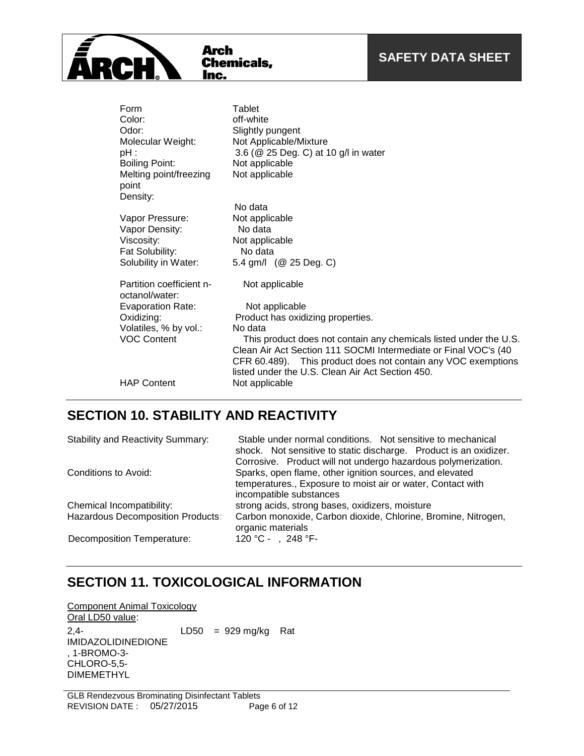| | |
|---|---|
| Form | Tablet |
| Color: | off-white |
| Odor: | Slightly pungent |
| Molecular Weight: | Not Applicable/Mixture |
| pH : | 3.6 (@ 25 Deg. C) at 10 g/l in water |
| Boiling Point: | Not applicable |
| Melting point/freezing point | Not applicable |
| Density: | No data |
| Vapor Pressure: | Not applicable |
| Vapor Density: | No data |
| Viscosity: | Not applicable |
| Fat Solubility: | No data |
| Solubility in Water: | 5.4 gm/l (@ 25 Deg. C) |
| Partition coefficient n-octanol/water: | Not applicable |
| Evaporation Rate: | Not applicable |
| Oxidizing: | Product has oxidizing properties. |
| Volatiles, % by vol.: | No data |
| VOC Content | This product does not contain any chemicals listed under the U.S. Clean Air Act Section 111 SOCMI Intermediate or Final VOC's (40 CFR 60.489). This product does not contain any VOC exemptions listed under the U.S. Clean Air Act Section 450. |
| HAP Content | Not applicable |

## SECTION 10. STABILITY AND REACTIVITY

| | |
|---|---|
| Stability and Reactivity Summary: | Stable under normal conditions. Not sensitive to mechanical shock. Not sensitive to static discharge. Product is an oxidizer. Corrosive. Product will not undergo hazardous polymerization. |
| Conditions to Avoid: | Sparks, open flame, other ignition sources, and elevated temperatures., Exposure to moist air or water, Contact with incompatible substances |
| Chemical Incompatibility: | strong acids, strong bases, oxidizers, moisture |
| Hazardous Decomposition Products: | Carbon monoxide, Carbon dioxide, Chlorine, Bromine, Nitrogen, organic materials |
| Decomposition Temperature: | 120 °C - , 248 °F- |

## SECTION 11. TOXICOLOGICAL INFORMATION

Component Animal Toxicology

Oral LD50 value:

| | | |
|---|---|---|
| 2,4-IMIDAZOLIDINEDIONE, 1-BROMO-3-CHLORO-5,5-DIMEMETHYL | LD50 = 929 mg/kg | Rat |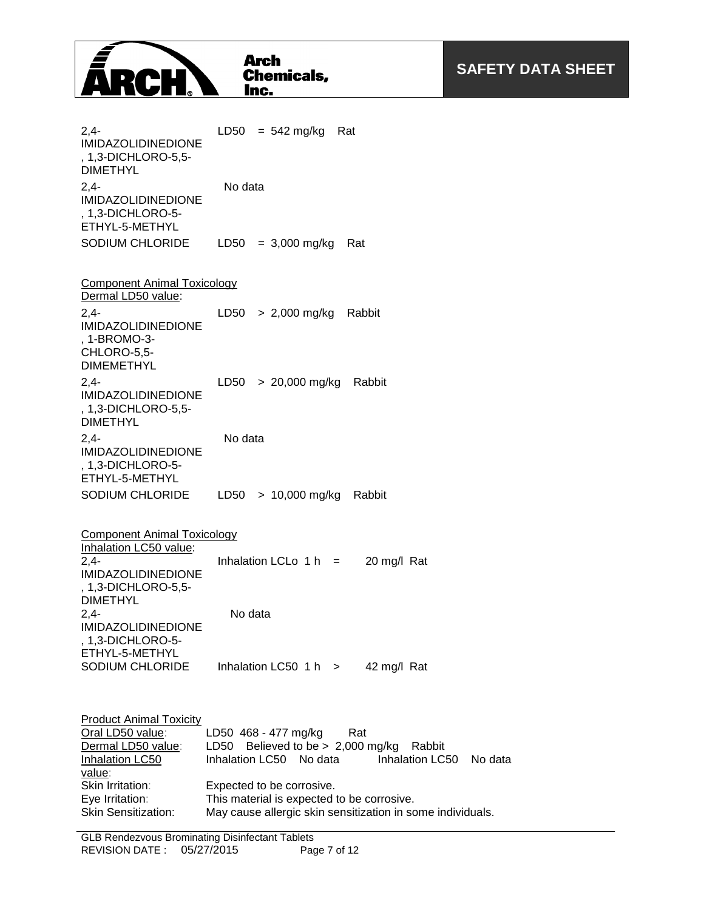| | |
|---|---|
| 2,4-IMIDAZOLIDINEDIONE, 1,3-DICHLORO-5,5-DIMETHYL | LD50 = 542 mg/kg Rat |
| 2,4-IMIDAZOLIDINEDIONE, 1,3-DICHLORO-5-ETHYL-5-METHYL | No data |
| SODIUM CHLORIDE | LD50 = 3,000 mg/kg Rat |

Component Animal Toxicology
Dermal LD50 value:

| | |
|---|---|
| 2,4-IMIDAZOLIDINEDIONE, 1-BROMO-3-CHLORO-5,5-DIMEMETHYL | LD50 > 2,000 mg/kg Rabbit |
| 2,4-IMIDAZOLIDINEDIONE, 1,3-DICHLORO-5,5-DIMETHYL | LD50 > 20,000 mg/kg Rabbit |
| 2,4-IMIDAZOLIDINEDIONE, 1,3-DICHLORO-5-ETHYL-5-METHYL | No data |
| SODIUM CHLORIDE | LD50 > 10,000 mg/kg Rabbit |

Component Animal Toxicology
Inhalation LC50 value:

| | |
|---|---|
| 2,4-IMIDAZOLIDINEDIONE, 1,3-DICHLORO-5,5-DIMETHYL | Inhalation LCLo 1 h = 20 mg/l Rat |
| 2,4-IMIDAZOLIDINEDIONE, 1,3-DICHLORO-5-ETHYL-5-METHYL | No data |
| SODIUM CHLORIDE | Inhalation LC50 1 h > 42 mg/l Rat |

Product Animal Toxicity

| | |
|---|---|
| Oral LD50 value: | LD50 468 - 477 mg/kg Rat |
| Dermal LD50 value: | LD50 Believed to be > 2,000 mg/kg Rabbit |
| Inhalation LC50 value: | Inhalation LC50 No data Inhalation LC50 No data |
| Skin Irritation: | Expected to be corrosive. |
| Eye Irritation: | This material is expected to be corrosive. |
| Skin Sensitization: | May cause allergic skin sensitization in some individuals. |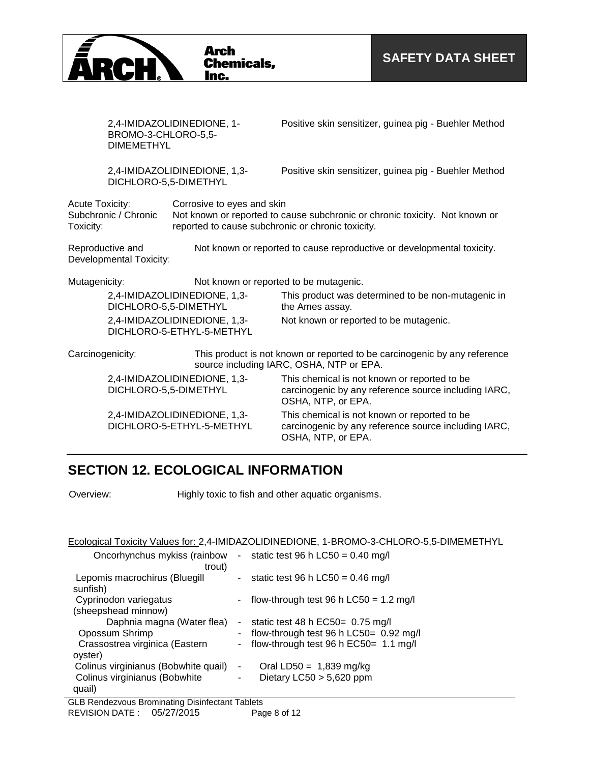| | |
|---|---|
| 2,4-IMIDAZOLIDINEDIONE, 1-BROMO-3-CHLORO-5,5-DIMEMETHYL | Positive skin sensitizer, guinea pig - Buehler Method |
| 2,4-IMIDAZOLIDINEDIONE, 1,3-DICHLORO-5,5-DIMETHYL | Positive skin sensitizer, guinea pig - Buehler Method |

Acute Toxicity: Corrosive to eyes and skin

Subchronic / Chronic Toxicity: Not known or reported to cause subchronic or chronic toxicity. Not known or reported to cause subchronic or chronic toxicity.

Reproductive and Developmental Toxicity: Not known or reported to cause reproductive or developmental toxicity.

Mutagenicity: Not known or reported to be mutagenic.

| | |
|---|---|
| 2,4-IMIDAZOLIDINEDIONE, 1,3-DICHLORO-5,5-DIMETHYL | This product was determined to be non-mutagenic in the Ames assay. |
| 2,4-IMIDAZOLIDINEDIONE, 1,3-DICHLORO-5-ETHYL-5-METHYL | Not known or reported to be mutagenic. |

Carcinogenicity: This product is not known or reported to be carcinogenic by any reference source including IARC, OSHA, NTP or EPA.

| | |
|---|---|
| 2,4-IMIDAZOLIDINEDIONE, 1,3-DICHLORO-5,5-DIMETHYL | This chemical is not known or reported to be carcinogenic by any reference source including IARC, OSHA, NTP, or EPA. |
| 2,4-IMIDAZOLIDINEDIONE, 1,3-DICHLORO-5-ETHYL-5-METHYL | This chemical is not known or reported to be carcinogenic by any reference source including IARC, OSHA, NTP, or EPA. |

## SECTION 12. ECOLOGICAL INFORMATION

Overview: Highly toxic to fish and other aquatic organisms.

Ecological Toxicity Values for: 2,4-IMIDAZOLIDINEDIONE, 1-BROMO-3-CHLORO-5,5-DIMEMETHYL

| | | |
|---|---|---|
| Oncorhynchus mykiss (rainbow trout) | - | static test 96 h LC50 = 0.40 mg/l |
| Lepomis macrochirus (Bluegill sunfish) | - | static test 96 h LC50 = 0.46 mg/l |
| Cyprinodon variegatus (sheepshead minnow) | - | flow-through test 96 h LC50 = 1.2 mg/l |
| Daphnia magna (Water flea) | - | static test 48 h EC50= 0.75 mg/l |
| Opossum Shrimp | - | flow-through test 96 h LC50= 0.92 mg/l |
| Crassostrea virginica (Eastern oyster) | - | flow-through test 96 h EC50= 1.1 mg/l |
| Colinus virginianus (Bobwhite quail) | - | Oral LD50 = 1,839 mg/kg |
| Colinus virginianus (Bobwhite quail) | - | Dietary LC50 > 5,620 ppm |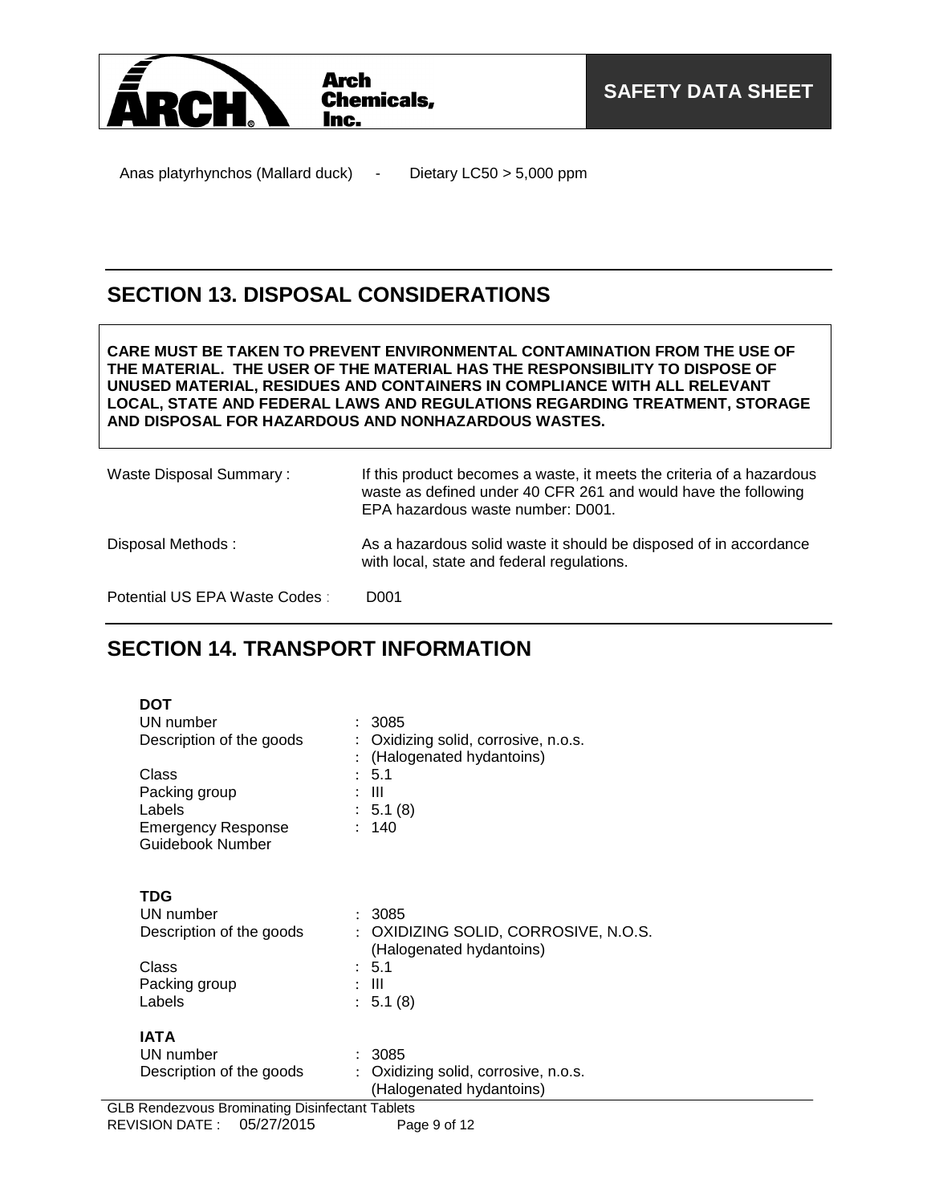Anas platyrhynchos (Mallard duck) - Dietary LC50 > 5,000 ppm

## SECTION 13. DISPOSAL CONSIDERATIONS

**CARE MUST BE TAKEN TO PREVENT ENVIRONMENTAL CONTAMINATION FROM THE USE OF THE MATERIAL. THE USER OF THE MATERIAL HAS THE RESPONSIBILITY TO DISPOSE OF UNUSED MATERIAL, RESIDUES AND CONTAINERS IN COMPLIANCE WITH ALL RELEVANT LOCAL, STATE AND FEDERAL LAWS AND REGULATIONS REGARDING TREATMENT, STORAGE AND DISPOSAL FOR HAZARDOUS AND NONHAZARDOUS WASTES.**

| | |
|---|---|
| Waste Disposal Summary : | If this product becomes a waste, it meets the criteria of a hazardous waste as defined under 40 CFR 261 and would have the following EPA hazardous waste number: D001. |
| Disposal Methods : | As a hazardous solid waste it should be disposed of in accordance with local, state and federal regulations. |
| Potential US EPA Waste Codes : | D001 |

## SECTION 14. TRANSPORT INFORMATION

**DOT**

| | |
|---|---|
| UN number | : 3085 |
| Description of the goods | : Oxidizing solid, corrosive, n.o.s. |
| | : (Halogenated hydantoins) |
| Class | : 5.1 |
| Packing group | : III |
| Labels | : 5.1 (8) |
| Emergency Response Guidebook Number | : 140 |

**TDG**

| | |
|---|---|
| UN number | : 3085 |
| Description of the goods | : OXIDIZING SOLID, CORROSIVE, N.O.S. (Halogenated hydantoins) |
| Class | : 5.1 |
| Packing group | : III |
| Labels | : 5.1 (8) |

**IATA**

| | |
|---|---|
| UN number | : 3085 |
| Description of the goods | : Oxidizing solid, corrosive, n.o.s. (Halogenated hydantoins) |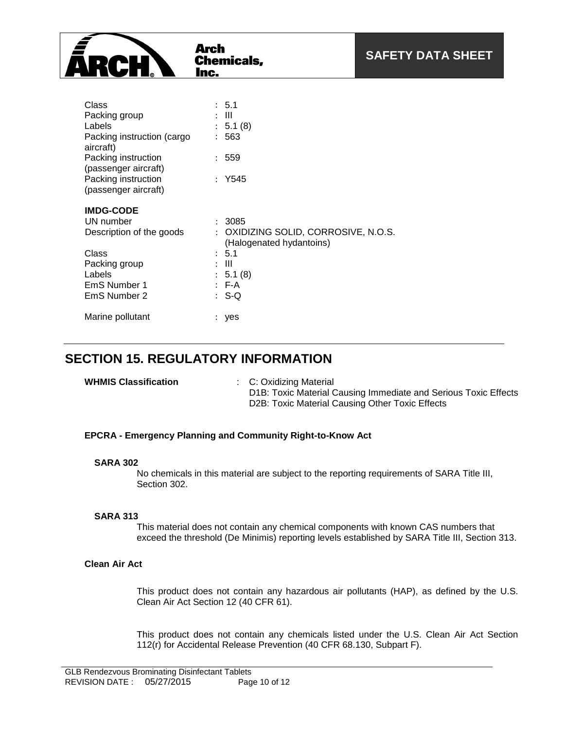| | | |
|---|---|---|
| Class | : | 5.1 |
| Packing group | : | III |
| Labels | : | 5.1 (8) |
| Packing instruction (cargo aircraft) | : | 563 |
| Packing instruction (passenger aircraft) | : | 559 |
| Packing instruction (passenger aircraft) | : | Y545 |

**IMDG-CODE**

| | | |
|---|---|---|
| UN number | : | 3085 |
| Description of the goods | : | OXIDIZING SOLID, CORROSIVE, N.O.S. (Halogenated hydantoins) |
| Class | : | 5.1 |
| Packing group | : | III |
| Labels | : | 5.1 (8) |
| EmS Number 1 | : | F-A |
| EmS Number 2 | : | S-Q |
| Marine pollutant | : | yes |

## SECTION 15. REGULATORY INFORMATION

**WHMIS Classification** : C: Oxidizing Material
D1B: Toxic Material Causing Immediate and Serious Toxic Effects
D2B: Toxic Material Causing Other Toxic Effects

**EPCRA - Emergency Planning and Community Right-to-Know Act**

**SARA 302**

No chemicals in this material are subject to the reporting requirements of SARA Title III, Section 302.

**SARA 313**

This material does not contain any chemical components with known CAS numbers that exceed the threshold (De Minimis) reporting levels established by SARA Title III, Section 313.

**Clean Air Act**

This product does not contain any hazardous air pollutants (HAP), as defined by the U.S. Clean Air Act Section 12 (40 CFR 61).

This product does not contain any chemicals listed under the U.S. Clean Air Act Section 112(r) for Accidental Release Prevention (40 CFR 68.130, Subpart F).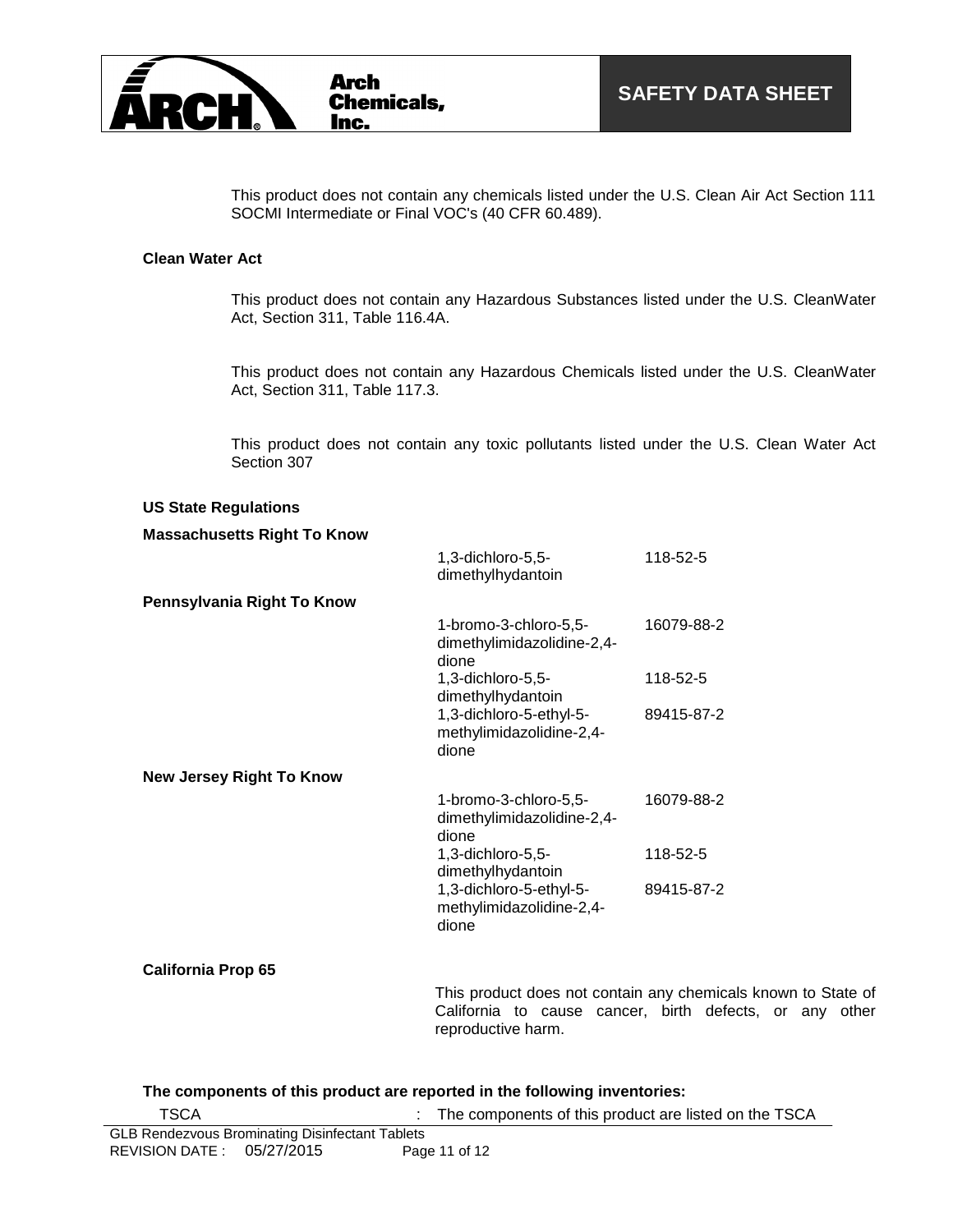This product does not contain any chemicals listed under the U.S. Clean Air Act Section 111 SOCMI Intermediate or Final VOC's (40 CFR 60.489).

**Clean Water Act**

This product does not contain any Hazardous Substances listed under the U.S. CleanWater Act, Section 311, Table 116.4A.

This product does not contain any Hazardous Chemicals listed under the U.S. CleanWater Act, Section 311, Table 117.3.

This product does not contain any toxic pollutants listed under the U.S. Clean Water Act Section 307

**US State Regulations**

| | | |
|---|---|---|
| **Massachusetts Right To Know** | | |
| | 1,3-dichloro-5,5-dimethylhydantoin | 118-52-5 |
| **Pennsylvania Right To Know** | | |
| | 1-bromo-3-chloro-5,5-dimethylimidazolidine-2,4-dione | 16079-88-2 |
| | 1,3-dichloro-5,5-dimethylhydantoin | 118-52-5 |
| | 1,3-dichloro-5-ethyl-5-methylimidazolidine-2,4-dione | 89415-87-2 |
| **New Jersey Right To Know** | | |
| | 1-bromo-3-chloro-5,5-dimethylimidazolidine-2,4-dione | 16079-88-2 |
| | 1,3-dichloro-5,5-dimethylhydantoin | 118-52-5 |
| | 1,3-dichloro-5-ethyl-5-methylimidazolidine-2,4-dione | 89415-87-2 |

**California Prop 65**

This product does not contain any chemicals known to State of California to cause cancer, birth defects, or any other reproductive harm.

**The components of this product are reported in the following inventories:**

TSCA : The components of this product are listed on the TSCA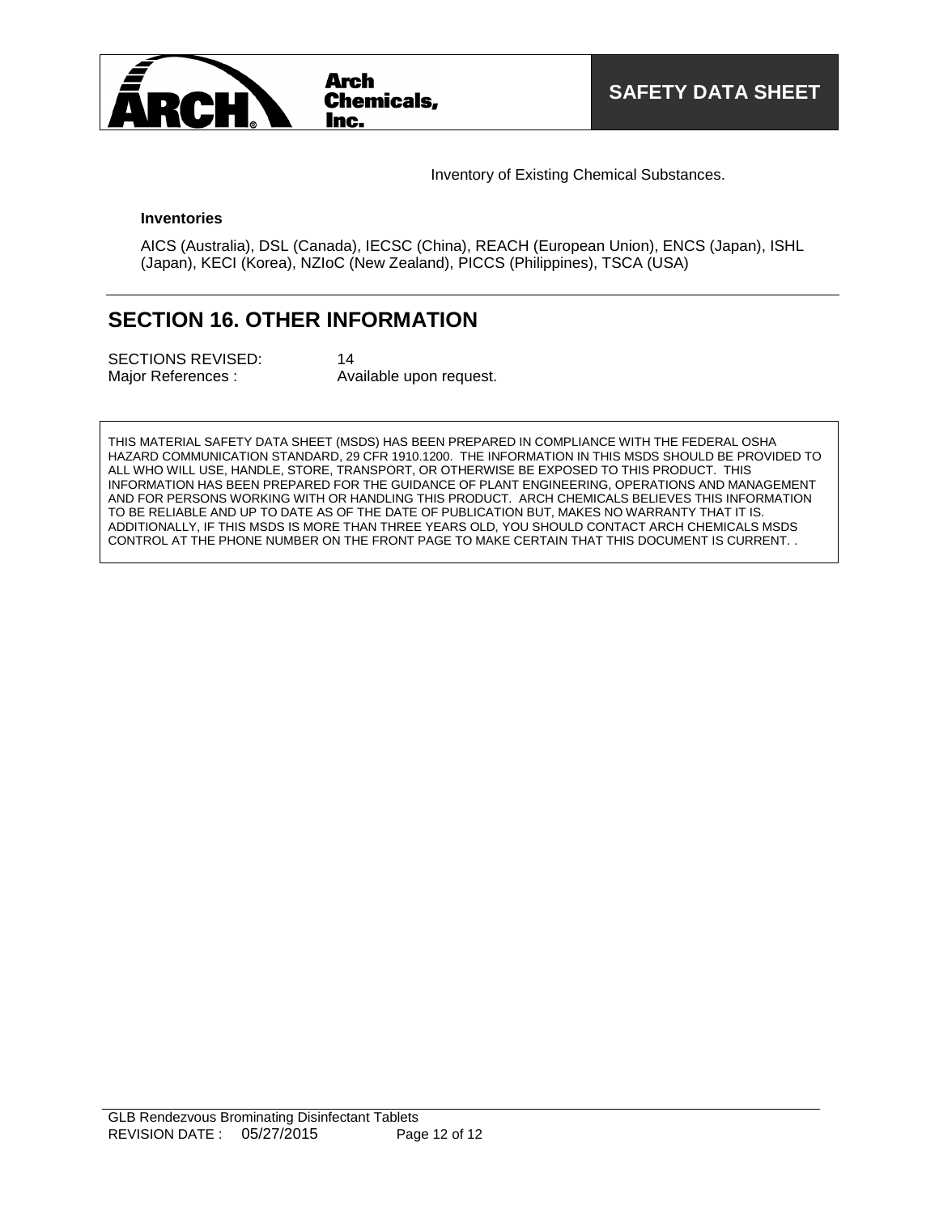Inventory of Existing Chemical Substances.

**Inventories**

AICS (Australia), DSL (Canada), IECSC (China), REACH (European Union), ENCS (Japan), ISHL (Japan), KECI (Korea), NZIoC (New Zealand), PICCS (Philippines), TSCA (USA)

## SECTION 16. OTHER INFORMATION

SECTIONS REVISED: 14
Major References : Available upon request.

THIS MATERIAL SAFETY DATA SHEET (MSDS) HAS BEEN PREPARED IN COMPLIANCE WITH THE FEDERAL OSHA HAZARD COMMUNICATION STANDARD, 29 CFR 1910.1200. THE INFORMATION IN THIS MSDS SHOULD BE PROVIDED TO ALL WHO WILL USE, HANDLE, STORE, TRANSPORT, OR OTHERWISE BE EXPOSED TO THIS PRODUCT. THIS INFORMATION HAS BEEN PREPARED FOR THE GUIDANCE OF PLANT ENGINEERING, OPERATIONS AND MANAGEMENT AND FOR PERSONS WORKING WITH OR HANDLING THIS PRODUCT. ARCH CHEMICALS BELIEVES THIS INFORMATION TO BE RELIABLE AND UP TO DATE AS OF THE DATE OF PUBLICATION BUT, MAKES NO WARRANTY THAT IT IS. ADDITIONALLY, IF THIS MSDS IS MORE THAN THREE YEARS OLD, YOU SHOULD CONTACT ARCH CHEMICALS MSDS CONTROL AT THE PHONE NUMBER ON THE FRONT PAGE TO MAKE CERTAIN THAT THIS DOCUMENT IS CURRENT. .